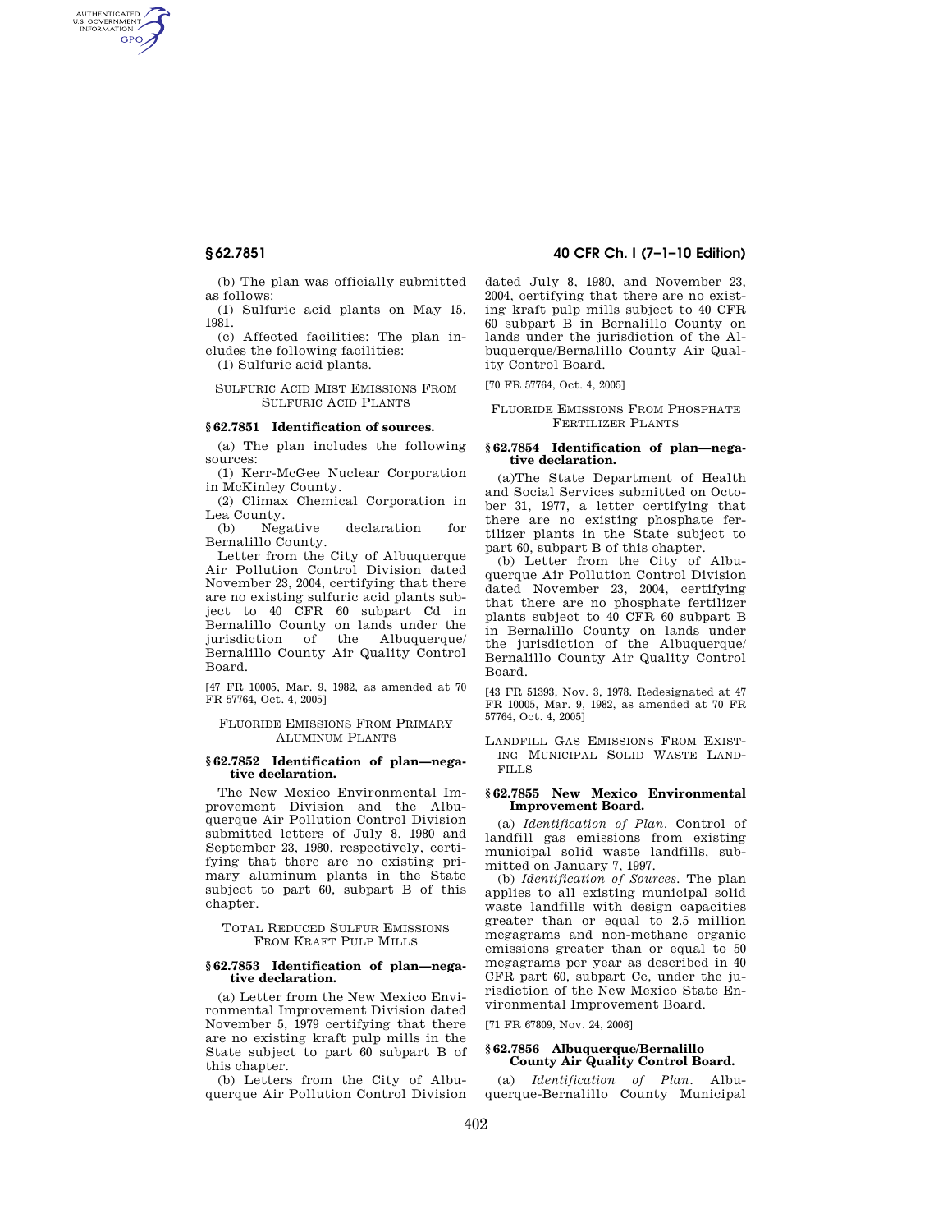(b) The plan was officially submitted as follows:

(1) Sulfuric acid plants on May 15, 1981.

(c) Affected facilities: The plan includes the following facilities:

(1) Sulfuric acid plants.

SULFURIC ACID MIST EMISSIONS FROM SULFURIC ACID PLANTS

### § 62.7851 Identification of sources.

(a) The plan includes the following sources:

(1) Kerr-McGee Nuclear Corporation in McKinley County.

(2) Climax Chemical Corporation in Lea County.

(b) Negative declaration for Bernalillo County.

Letter from the City of Albuquerque Air Pollution Control Division dated November 23, 2004, certifying that there are no existing sulfuric acid plants subject to 40 CFR 60 subpart Cd in Bernalillo County on lands under the jurisdiction of the Albuquerque/Bernalillo County Air Quality Control Board.

[47 FR 10005, Mar. 9, 1982, as amended at 70 FR 57764, Oct. 4, 2005]

FLUORIDE EMISSIONS FROM PRIMARY ALUMINUM PLANTS

### § 62.7852 Identification of plan—negative declaration.

The New Mexico Environmental Improvement Division and the Albuquerque Air Pollution Control Division submitted letters of July 8, 1980 and September 23, 1980, respectively, certifying that there are no existing primary aluminum plants in the State subject to part 60, subpart B of this chapter.

TOTAL REDUCED SULFUR EMISSIONS FROM KRAFT PULP MILLS

### § 62.7853 Identification of plan—negative declaration.

(a) Letter from the New Mexico Environmental Improvement Division dated November 5, 1979 certifying that there are no existing kraft pulp mills in the State subject to part 60 subpart B of this chapter.

(b) Letters from the City of Albuquerque Air Pollution Control Division dated July 8, 1980, and November 23, 2004, certifying that there are no existing kraft pulp mills subject to 40 CFR 60 subpart B in Bernalillo County on lands under the jurisdiction of the Albuquerque/Bernalillo County Air Quality Control Board.

[70 FR 57764, Oct. 4, 2005]

FLUORIDE EMISSIONS FROM PHOSPHATE FERTILIZER PLANTS

### § 62.7854 Identification of plan—negative declaration.

(a)The State Department of Health and Social Services submitted on October 31, 1977, a letter certifying that there are no existing phosphate fertilizer plants in the State subject to part 60, subpart B of this chapter.

(b) Letter from the City of Albuquerque Air Pollution Control Division dated November 23, 2004, certifying that there are no phosphate fertilizer plants subject to 40 CFR 60 subpart B in Bernalillo County on lands under the jurisdiction of the Albuquerque/Bernalillo County Air Quality Control Board.

[43 FR 51393, Nov. 3, 1978. Redesignated at 47 FR 10005, Mar. 9, 1982, as amended at 70 FR 57764, Oct. 4, 2005]

LANDFILL GAS EMISSIONS FROM EXISTING MUNICIPAL SOLID WASTE LANDFILLS

### § 62.7855 New Mexico Environmental Improvement Board.

(a) *Identification of Plan.* Control of landfill gas emissions from existing municipal solid waste landfills, submitted on January 7, 1997.

(b) *Identification of Sources.* The plan applies to all existing municipal solid waste landfills with design capacities greater than or equal to 2.5 million megagrams and non-methane organic emissions greater than or equal to 50 megagrams per year as described in 40 CFR part 60, subpart Cc, under the jurisdiction of the New Mexico State Environmental Improvement Board.

[71 FR 67809, Nov. 24, 2006]

### § 62.7856 Albuquerque/Bernalillo County Air Quality Control Board.

(a) *Identification of Plan.* Albuquerque-Bernalillo County Municipal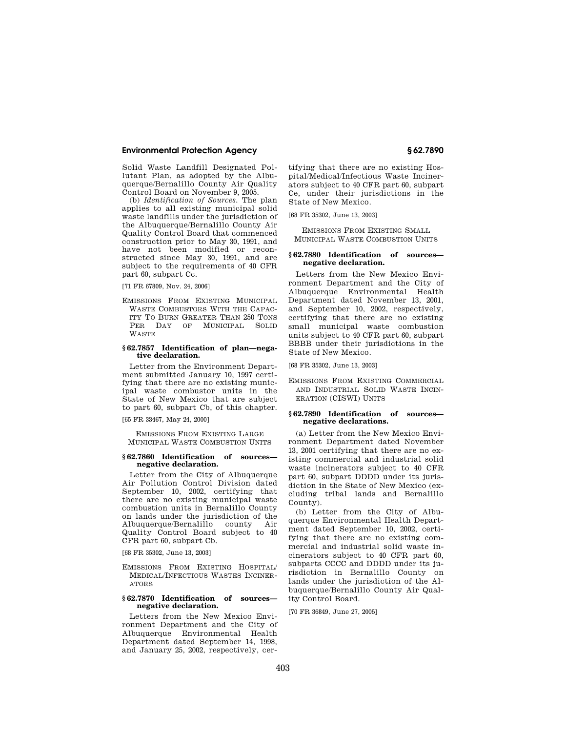Solid Waste Landfill Designated Pollutant Plan, as adopted by the Albuquerque/Bernalillo County Air Quality Control Board on November 9, 2005.

(b) *Identification of Sources.* The plan applies to all existing municipal solid waste landfills under the jurisdiction of the Albuquerque/Bernalillo County Air Quality Control Board that commenced construction prior to May 30, 1991, and have not been modified or reconstructed since May 30, 1991, and are subject to the requirements of 40 CFR part 60, subpart Cc.

[71 FR 67809, Nov. 24, 2006]

EMISSIONS FROM EXISTING MUNICIPAL WASTE COMBUSTORS WITH THE CAPACITY TO BURN GREATER THAN 250 TONS PER DAY OF MUNICIPAL SOLID WASTE

### § 62.7857 Identification of plan—negative declaration.

Letter from the Environment Department submitted January 10, 1997 certifying that there are no existing municipal waste combustor units in the State of New Mexico that are subject to part 60, subpart Cb, of this chapter.

[65 FR 33467, May 24, 2000]

EMISSIONS FROM EXISTING LARGE MUNICIPAL WASTE COMBUSTION UNITS

### § 62.7860 Identification of sources—negative declaration.

Letter from the City of Albuquerque Air Pollution Control Division dated September 10, 2002, certifying that there are no existing municipal waste combustion units in Bernalillo County on lands under the jurisdiction of the Albuquerque/Bernalillo county Air Quality Control Board subject to 40 CFR part 60, subpart Cb.

[68 FR 35302, June 13, 2003]

EMISSIONS FROM EXISTING HOSPITAL/MEDICAL/INFECTIOUS WASTES INCINERATORS

### § 62.7870 Identification of sources—negative declaration.

Letters from the New Mexico Environment Department and the City of Albuquerque Environmental Health Department dated September 14, 1998, and January 25, 2002, respectively, certifying that there are no existing Hospital/Medical/Infectious Waste Incinerators subject to 40 CFR part 60, subpart Ce, under their jurisdictions in the State of New Mexico.

[68 FR 35302, June 13, 2003]

EMISSIONS FROM EXISTING SMALL MUNICIPAL WASTE COMBUSTION UNITS

### § 62.7880 Identification of sources—negative declaration.

Letters from the New Mexico Environment Department and the City of Albuquerque Environmental Health Department dated November 13, 2001, and September 10, 2002, respectively, certifying that there are no existing small municipal waste combustion units subject to 40 CFR part 60, subpart BBBB under their jurisdictions in the State of New Mexico.

[68 FR 35302, June 13, 2003]

EMISSIONS FROM EXISTING COMMERCIAL AND INDUSTRIAL SOLID WASTE INCINERATION (CISWI) UNITS

### § 62.7890 Identification of sources—negative declarations.

(a) Letter from the New Mexico Environment Department dated November 13, 2001 certifying that there are no existing commercial and industrial solid waste incinerators subject to 40 CFR part 60, subpart DDDD under its jurisdiction in the State of New Mexico (excluding tribal lands and Bernalillo County).

(b) Letter from the City of Albuquerque Environmental Health Department dated September 10, 2002, certifying that there are no existing commercial and industrial solid waste incinerators subject to 40 CFR part 60, subparts CCCC and DDDD under its jurisdiction in Bernalillo County on lands under the jurisdiction of the Albuquerque/Bernalillo County Air Quality Control Board.

[70 FR 36849, June 27, 2005]